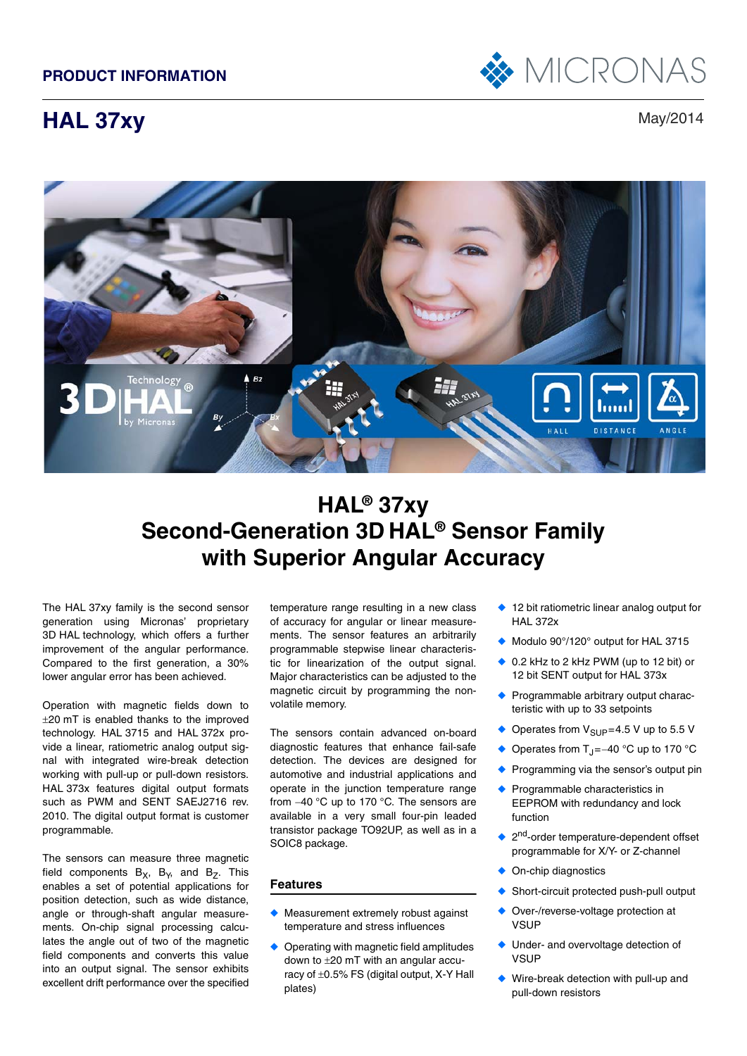**PRODUCT INFORMATION**

# HAL 37xy

May/2014

# HAL® 37xy
## Second-Generation 3D HAL® Sensor Family with Superior Angular Accuracy

The HAL 37xy family is the second sensor generation using Micronas' proprietary 3D HAL technology, which offers a further improvement of the angular performance. Compared to the first generation, a 30% lower angular error has been achieved.

Operation with magnetic fields down to ±20 mT is enabled thanks to the improved technology. HAL 3715 and HAL 372x provide a linear, ratiometric analog output signal with integrated wire-break detection working with pull-up or pull-down resistors. HAL 373x features digital output formats such as PWM and SENT SAEJ2716 rev. 2010. The digital output format is customer programmable.

The sensors can measure three magnetic field components $B_X$, $B_Y$, and $B_Z$. This enables a set of potential applications for position detection, such as wide distance, angle or through-shaft angular measurements. On-chip signal processing calculates the angle out of two of the magnetic field components and converts this value into an output signal. The sensor exhibits excellent drift performance over the specified temperature range resulting in a new class of accuracy for angular or linear measurements. The sensor features an arbitrarily programmable stepwise linear characteristic for linearization of the output signal. Major characteristics can be adjusted to the magnetic circuit by programming the non-volatile memory.

The sensors contain advanced on-board diagnostic features that enhance fail-safe detection. The devices are designed for automotive and industrial applications and operate in the junction temperature range from –40 °C up to 170 °C. The sensors are available in a very small four-pin leaded transistor package TO92UP, as well as in a SOIC8 package.

### Features

- Measurement extremely robust against temperature and stress influences
- Operating with magnetic field amplitudes down to ±20 mT with an angular accuracy of ±0.5% FS (digital output, X-Y Hall plates)
- 12 bit ratiometric linear analog output for HAL 372x
- Modulo 90°/120° output for HAL 3715
- 0.2 kHz to 2 kHz PWM (up to 12 bit) or 12 bit SENT output for HAL 373x
- Programmable arbitrary output characteristic with up to 33 setpoints
- Operates from $V_{SUP}$=4.5 V up to 5.5 V
- Operates from $T_J$=–40 °C up to 170 °C
- Programming via the sensor's output pin
- Programmable characteristics in EEPROM with redundancy and lock function
- 2nd-order temperature-dependent offset programmable for X/Y- or Z-channel
- On-chip diagnostics
- Short-circuit protected push-pull output
- Over-/reverse-voltage protection at VSUP
- Under- and overvoltage detection of VSUP
- Wire-break detection with pull-up and pull-down resistors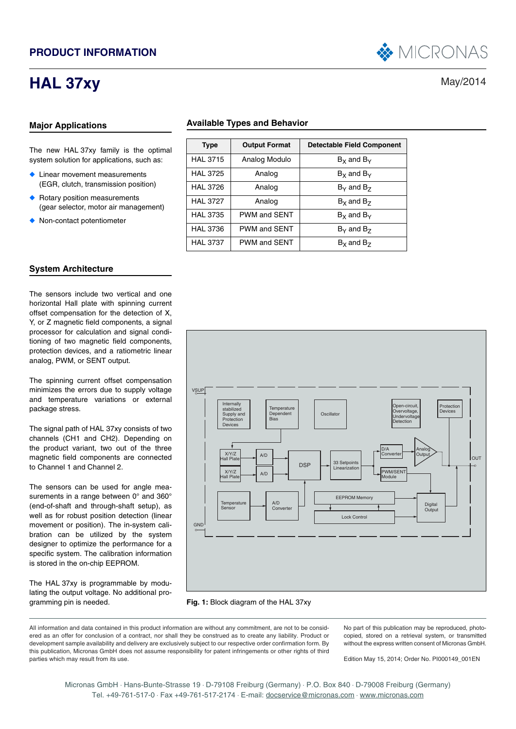## PRODUCT INFORMATION

# HAL 37xy

May/2014

### Major Applications

The new HAL 37xy family is the optimal system solution for applications, such as:

- Linear movement measurements (EGR, clutch, transmission position)
- Rotary position measurements (gear selector, motor air management)
- Non-contact potentiometer

### Available Types and Behavior

| Type | Output Format | Detectable Field Component |
|---|---|---|
| HAL 3715 | Analog Modulo | $B_X$ and $B_Y$ |
| HAL 3725 | Analog | $B_X$ and $B_Y$ |
| HAL 3726 | Analog | $B_Y$ and $B_Z$ |
| HAL 3727 | Analog | $B_X$ and $B_Z$ |
| HAL 3735 | PWM and SENT | $B_X$ and $B_Y$ |
| HAL 3736 | PWM and SENT | $B_Y$ and $B_Z$ |
| HAL 3737 | PWM and SENT | $B_X$ and $B_Z$ |

### System Architecture

The sensors include two vertical and one horizontal Hall plate with spinning current offset compensation for the detection of X, Y, or Z magnetic field components, a signal processor for calculation and signal conditioning of two magnetic field components, protection devices, and a ratiometric linear analog, PWM, or SENT output.

The spinning current offset compensation minimizes the errors due to supply voltage and temperature variations or external package stress.

The signal path of HAL 37xy consists of two channels (CH1 and CH2). Depending on the product variant, two out of the three magnetic field components are connected to Channel 1 and Channel 2.

The sensors can be used for angle measurements in a range between 0° and 360° (end-of-shaft and through-shaft setup), as well as for robust position detection (linear movement or position). The in-system calibration can be utilized by the system designer to optimize the performance for a specific system. The calibration information is stored in the on-chip EEPROM.

The HAL 37xy is programmable by modulating the output voltage. No additional programming pin is needed.

VSUP
Internally stabilized Supply and Protection Devices
Temperature Dependent Bias
Oscillator
Open-circuit, Overvoltage, Undervoltage Detection
Protection Devices
X/Y/Z Hall Plate
A/D
X/Y/Z Hall Plate
A/D
DSP
33 Setpoints Linearization
D/A Converter
Analog Output
PWM/SENT Module
OUT
Temperature Sensor
A/D Converter
EEPROM Memory
Lock Control
Digital Output
GND

**Fig. 1:** Block diagram of the HAL 37xy

All information and data contained in this product information are without any commitment, are not to be considered as an offer for conclusion of a contract, nor shall they be construed as to create any liability. Product or development sample availability and delivery are exclusively subject to our respective order confirmation form. By this publication, Micronas GmbH does not assume responsibility for patent infringements or other rights of third parties which may result from its use.

No part of this publication may be reproduced, photocopied, stored on a retrieval system, or transmitted without the express written consent of Micronas GmbH.

Edition May 15, 2014; Order No. PI000149_001EN

Micronas GmbH · Hans-Bunte-Strasse 19 · D-79108 Freiburg (Germany) · P.O. Box 840 · D-79008 Freiburg (Germany)
Tel. +49-761-517-0 · Fax +49-761-517-2174 · E-mail: docservice@micronas.com · www.micronas.com